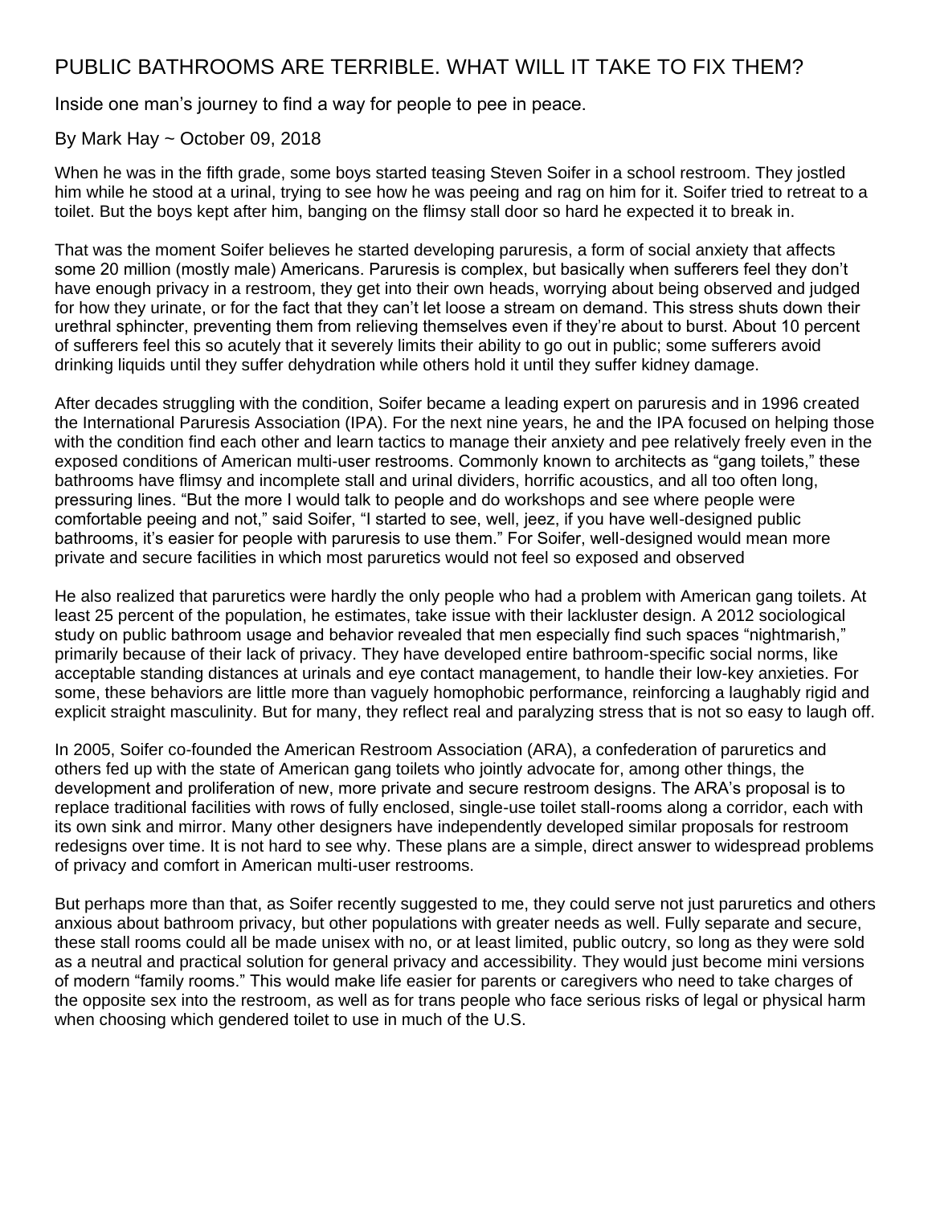# PUBLIC BATHROOMS ARE TERRIBLE. WHAT WILL IT TAKE TO FIX THEM?

Inside one man's journey to find a way for people to pee in peace.

By Mark Hay ~ October 09, 2018

When he was in the fifth grade, some boys started teasing Steven Soifer in a school restroom. They jostled him while he stood at a urinal, trying to see how he was peeing and rag on him for it. Soifer tried to retreat to a toilet. But the boys kept after him, banging on the flimsy stall door so hard he expected it to break in.

That was the moment Soifer believes he started developing paruresis, a form of social anxiety that affects some 20 million (mostly male) Americans. Paruresis is complex, but basically when sufferers feel they don't have enough privacy in a restroom, they get into their own heads, worrying about being observed and judged for how they urinate, or for the fact that they can't let loose a stream on demand. This stress shuts down their urethral sphincter, preventing them from relieving themselves even if they're about to burst. About 10 percent of sufferers feel this so acutely that it severely limits their ability to go out in public; some sufferers avoid drinking liquids until they suffer dehydration while others hold it until they suffer kidney damage.

After decades struggling with the condition, Soifer became a leading expert on paruresis and in 1996 created the International Paruresis Association (IPA). For the next nine years, he and the IPA focused on helping those with the condition find each other and learn tactics to manage their anxiety and pee relatively freely even in the exposed conditions of American multi-user restrooms. Commonly known to architects as "gang toilets," these bathrooms have flimsy and incomplete stall and urinal dividers, horrific acoustics, and all too often long, pressuring lines. "But the more I would talk to people and do workshops and see where people were comfortable peeing and not," said Soifer, "I started to see, well, jeez, if you have well-designed public bathrooms, it's easier for people with paruresis to use them." For Soifer, well-designed would mean more private and secure facilities in which most paruretics would not feel so exposed and observed

He also realized that paruretics were hardly the only people who had a problem with American gang toilets. At least 25 percent of the population, he estimates, take issue with their lackluster design. A 2012 sociological study on public bathroom usage and behavior revealed that men especially find such spaces "nightmarish," primarily because of their lack of privacy. They have developed entire bathroom-specific social norms, like acceptable standing distances at urinals and eye contact management, to handle their low-key anxieties. For some, these behaviors are little more than vaguely homophobic performance, reinforcing a laughably rigid and explicit straight masculinity. But for many, they reflect real and paralyzing stress that is not so easy to laugh off.

In 2005, Soifer co-founded the American Restroom Association (ARA), a confederation of paruretics and others fed up with the state of American gang toilets who jointly advocate for, among other things, the development and proliferation of new, more private and secure restroom designs. The ARA's proposal is to replace traditional facilities with rows of fully enclosed, single-use toilet stall-rooms along a corridor, each with its own sink and mirror. Many other designers have independently developed similar proposals for restroom redesigns over time. It is not hard to see why. These plans are a simple, direct answer to widespread problems of privacy and comfort in American multi-user restrooms.

But perhaps more than that, as Soifer recently suggested to me, they could serve not just paruretics and others anxious about bathroom privacy, but other populations with greater needs as well. Fully separate and secure, these stall rooms could all be made unisex with no, or at least limited, public outcry, so long as they were sold as a neutral and practical solution for general privacy and accessibility. They would just become mini versions of modern "family rooms." This would make life easier for parents or caregivers who need to take charges of the opposite sex into the restroom, as well as for trans people who face serious risks of legal or physical harm when choosing which gendered toilet to use in much of the U.S.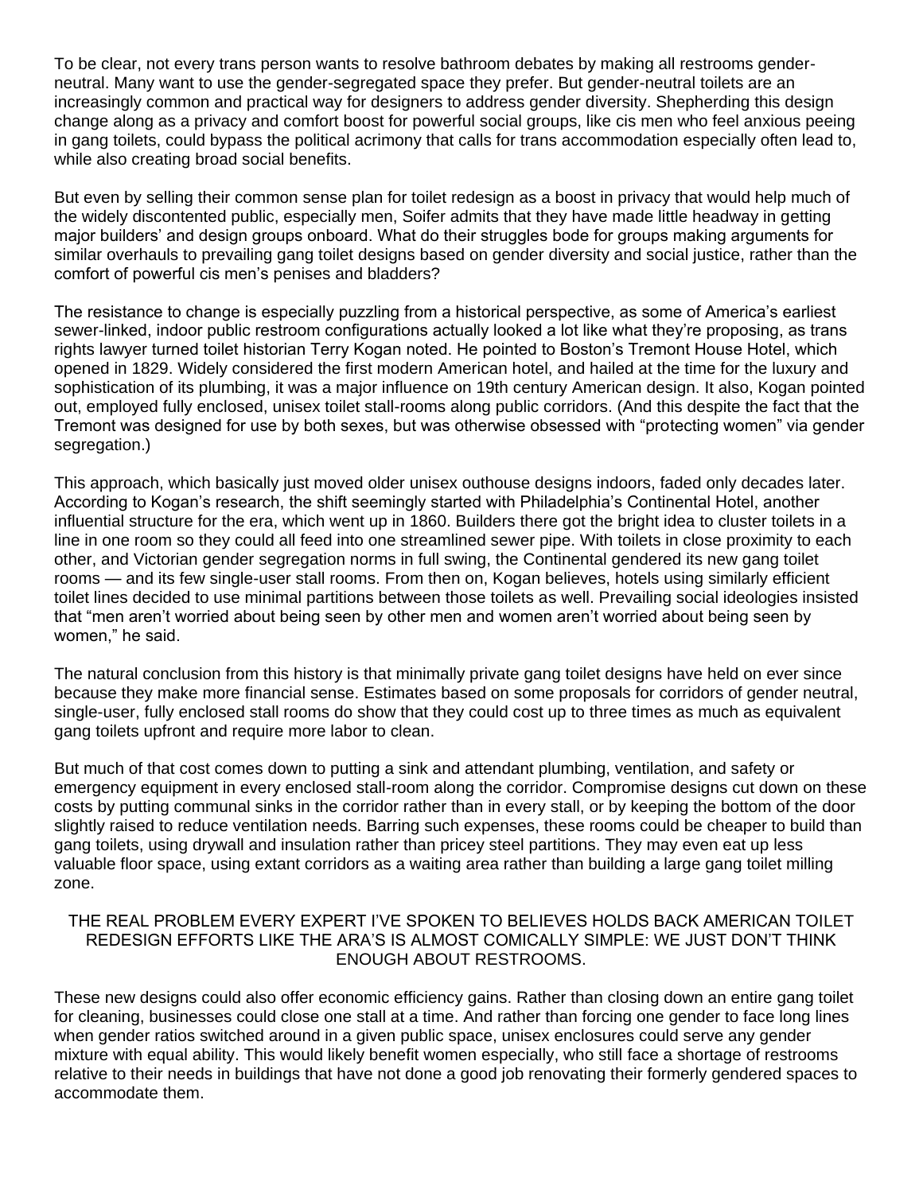To be clear, not every trans person wants to resolve bathroom debates by making all restrooms gender-neutral. Many want to use the gender-segregated space they prefer. But gender-neutral toilets are an increasingly common and practical way for designers to address gender diversity. Shepherding this design change along as a privacy and comfort boost for powerful social groups, like cis men who feel anxious peeing in gang toilets, could bypass the political acrimony that calls for trans accommodation especially often lead to, while also creating broad social benefits.

But even by selling their common sense plan for toilet redesign as a boost in privacy that would help much of the widely discontented public, especially men, Soifer admits that they have made little headway in getting major builders' and design groups onboard. What do their struggles bode for groups making arguments for similar overhauls to prevailing gang toilet designs based on gender diversity and social justice, rather than the comfort of powerful cis men's penises and bladders?

The resistance to change is especially puzzling from a historical perspective, as some of America's earliest sewer-linked, indoor public restroom configurations actually looked a lot like what they're proposing, as trans rights lawyer turned toilet historian Terry Kogan noted. He pointed to Boston's Tremont House Hotel, which opened in 1829. Widely considered the first modern American hotel, and hailed at the time for the luxury and sophistication of its plumbing, it was a major influence on 19th century American design. It also, Kogan pointed out, employed fully enclosed, unisex toilet stall-rooms along public corridors. (And this despite the fact that the Tremont was designed for use by both sexes, but was otherwise obsessed with "protecting women" via gender segregation.)

This approach, which basically just moved older unisex outhouse designs indoors, faded only decades later. According to Kogan's research, the shift seemingly started with Philadelphia's Continental Hotel, another influential structure for the era, which went up in 1860. Builders there got the bright idea to cluster toilets in a line in one room so they could all feed into one streamlined sewer pipe. With toilets in close proximity to each other, and Victorian gender segregation norms in full swing, the Continental gendered its new gang toilet rooms — and its few single-user stall rooms. From then on, Kogan believes, hotels using similarly efficient toilet lines decided to use minimal partitions between those toilets as well. Prevailing social ideologies insisted that "men aren't worried about being seen by other men and women aren't worried about being seen by women," he said.

The natural conclusion from this history is that minimally private gang toilet designs have held on ever since because they make more financial sense. Estimates based on some proposals for corridors of gender neutral, single-user, fully enclosed stall rooms do show that they could cost up to three times as much as equivalent gang toilets upfront and require more labor to clean.

But much of that cost comes down to putting a sink and attendant plumbing, ventilation, and safety or emergency equipment in every enclosed stall-room along the corridor. Compromise designs cut down on these costs by putting communal sinks in the corridor rather than in every stall, or by keeping the bottom of the door slightly raised to reduce ventilation needs. Barring such expenses, these rooms could be cheaper to build than gang toilets, using drywall and insulation rather than pricey steel partitions. They may even eat up less valuable floor space, using extant corridors as a waiting area rather than building a large gang toilet milling zone.

> THE REAL PROBLEM EVERY EXPERT I'VE SPOKEN TO BELIEVES HOLDS BACK AMERICAN TOILET REDESIGN EFFORTS LIKE THE ARA'S IS ALMOST COMICALLY SIMPLE: WE JUST DON'T THINK ENOUGH ABOUT RESTROOMS.

These new designs could also offer economic efficiency gains. Rather than closing down an entire gang toilet for cleaning, businesses could close one stall at a time. And rather than forcing one gender to face long lines when gender ratios switched around in a given public space, unisex enclosures could serve any gender mixture with equal ability. This would likely benefit women especially, who still face a shortage of restrooms relative to their needs in buildings that have not done a good job renovating their formerly gendered spaces to accommodate them.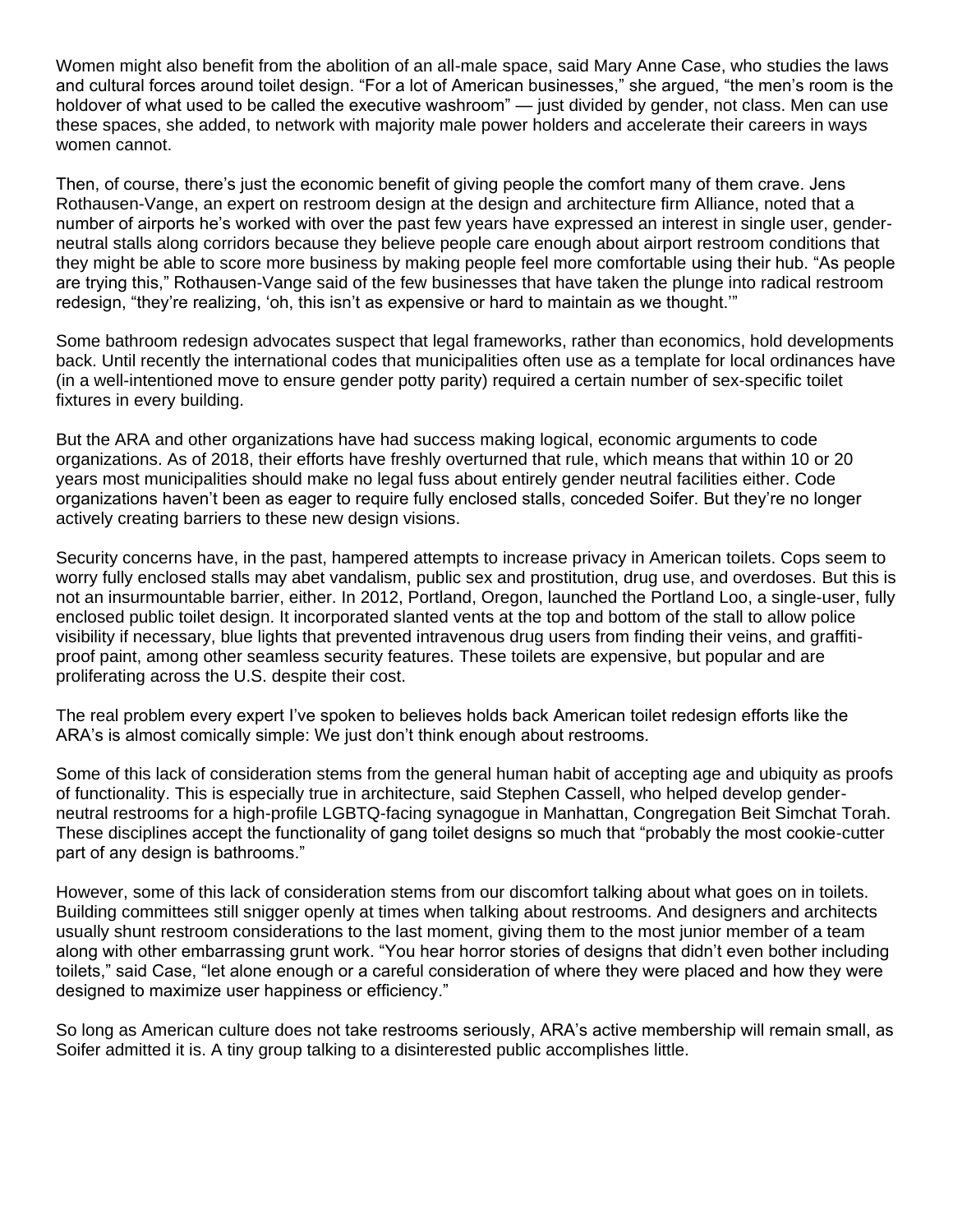Women might also benefit from the abolition of an all-male space, said Mary Anne Case, who studies the laws and cultural forces around toilet design. "For a lot of American businesses," she argued, "the men's room is the holdover of what used to be called the executive washroom" — just divided by gender, not class. Men can use these spaces, she added, to network with majority male power holders and accelerate their careers in ways women cannot.

Then, of course, there's just the economic benefit of giving people the comfort many of them crave. Jens Rothausen-Vange, an expert on restroom design at the design and architecture firm Alliance, noted that a number of airports he's worked with over the past few years have expressed an interest in single user, gender-neutral stalls along corridors because they believe people care enough about airport restroom conditions that they might be able to score more business by making people feel more comfortable using their hub. "As people are trying this," Rothausen-Vange said of the few businesses that have taken the plunge into radical restroom redesign, "they're realizing, 'oh, this isn't as expensive or hard to maintain as we thought.'"

Some bathroom redesign advocates suspect that legal frameworks, rather than economics, hold developments back. Until recently the international codes that municipalities often use as a template for local ordinances have (in a well-intentioned move to ensure gender potty parity) required a certain number of sex-specific toilet fixtures in every building.

But the ARA and other organizations have had success making logical, economic arguments to code organizations. As of 2018, their efforts have freshly overturned that rule, which means that within 10 or 20 years most municipalities should make no legal fuss about entirely gender neutral facilities either. Code organizations haven't been as eager to require fully enclosed stalls, conceded Soifer. But they're no longer actively creating barriers to these new design visions.

Security concerns have, in the past, hampered attempts to increase privacy in American toilets. Cops seem to worry fully enclosed stalls may abet vandalism, public sex and prostitution, drug use, and overdoses. But this is not an insurmountable barrier, either. In 2012, Portland, Oregon, launched the Portland Loo, a single-user, fully enclosed public toilet design. It incorporated slanted vents at the top and bottom of the stall to allow police visibility if necessary, blue lights that prevented intravenous drug users from finding their veins, and graffiti-proof paint, among other seamless security features. These toilets are expensive, but popular and are proliferating across the U.S. despite their cost.

The real problem every expert I've spoken to believes holds back American toilet redesign efforts like the ARA's is almost comically simple: We just don't think enough about restrooms.

Some of this lack of consideration stems from the general human habit of accepting age and ubiquity as proofs of functionality. This is especially true in architecture, said Stephen Cassell, who helped develop gender-neutral restrooms for a high-profile LGBTQ-facing synagogue in Manhattan, Congregation Beit Simchat Torah. These disciplines accept the functionality of gang toilet designs so much that "probably the most cookie-cutter part of any design is bathrooms."

However, some of this lack of consideration stems from our discomfort talking about what goes on in toilets. Building committees still snigger openly at times when talking about restrooms. And designers and architects usually shunt restroom considerations to the last moment, giving them to the most junior member of a team along with other embarrassing grunt work. "You hear horror stories of designs that didn't even bother including toilets," said Case, "let alone enough or a careful consideration of where they were placed and how they were designed to maximize user happiness or efficiency."

So long as American culture does not take restrooms seriously, ARA's active membership will remain small, as Soifer admitted it is. A tiny group talking to a disinterested public accomplishes little.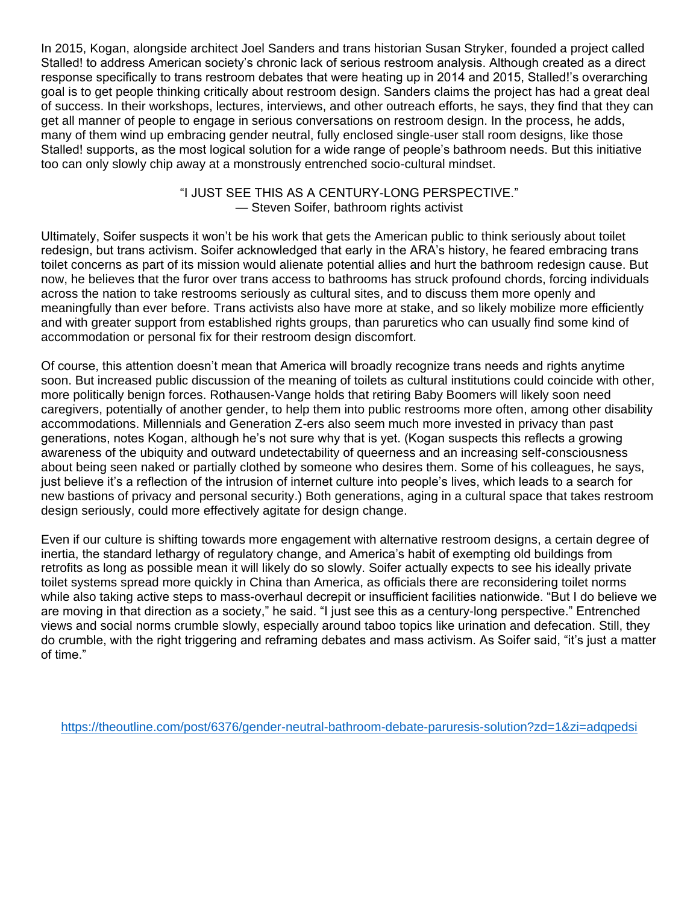In 2015, Kogan, alongside architect Joel Sanders and trans historian Susan Stryker, founded a project called Stalled! to address American society's chronic lack of serious restroom analysis. Although created as a direct response specifically to trans restroom debates that were heating up in 2014 and 2015, Stalled!'s overarching goal is to get people thinking critically about restroom design. Sanders claims the project has had a great deal of success. In their workshops, lectures, interviews, and other outreach efforts, he says, they find that they can get all manner of people to engage in serious conversations on restroom design. In the process, he adds, many of them wind up embracing gender neutral, fully enclosed single-user stall room designs, like those Stalled! supports, as the most logical solution for a wide range of people's bathroom needs. But this initiative too can only slowly chip away at a monstrously entrenched socio-cultural mindset.

> "I JUST SEE THIS AS A CENTURY-LONG PERSPECTIVE."
> — Steven Soifer, bathroom rights activist

Ultimately, Soifer suspects it won't be his work that gets the American public to think seriously about toilet redesign, but trans activism. Soifer acknowledged that early in the ARA's history, he feared embracing trans toilet concerns as part of its mission would alienate potential allies and hurt the bathroom redesign cause. But now, he believes that the furor over trans access to bathrooms has struck profound chords, forcing individuals across the nation to take restrooms seriously as cultural sites, and to discuss them more openly and meaningfully than ever before. Trans activists also have more at stake, and so likely mobilize more efficiently and with greater support from established rights groups, than paruretics who can usually find some kind of accommodation or personal fix for their restroom design discomfort.

Of course, this attention doesn't mean that America will broadly recognize trans needs and rights anytime soon. But increased public discussion of the meaning of toilets as cultural institutions could coincide with other, more politically benign forces. Rothausen-Vange holds that retiring Baby Boomers will likely soon need caregivers, potentially of another gender, to help them into public restrooms more often, among other disability accommodations. Millennials and Generation Z-ers also seem much more invested in privacy than past generations, notes Kogan, although he's not sure why that is yet. (Kogan suspects this reflects a growing awareness of the ubiquity and outward undetectability of queerness and an increasing self-consciousness about being seen naked or partially clothed by someone who desires them. Some of his colleagues, he says, just believe it's a reflection of the intrusion of internet culture into people's lives, which leads to a search for new bastions of privacy and personal security.) Both generations, aging in a cultural space that takes restroom design seriously, could more effectively agitate for design change.

Even if our culture is shifting towards more engagement with alternative restroom designs, a certain degree of inertia, the standard lethargy of regulatory change, and America's habit of exempting old buildings from retrofits as long as possible mean it will likely do so slowly. Soifer actually expects to see his ideally private toilet systems spread more quickly in China than America, as officials there are reconsidering toilet norms while also taking active steps to mass-overhaul decrepit or insufficient facilities nationwide. "But I do believe we are moving in that direction as a society," he said. "I just see this as a century-long perspective." Entrenched views and social norms crumble slowly, especially around taboo topics like urination and defecation. Still, they do crumble, with the right triggering and reframing debates and mass activism. As Soifer said, "it's just a matter of time."

https://theoutline.com/post/6376/gender-neutral-bathroom-debate-paruresis-solution?zd=1&zi=adqpedsi